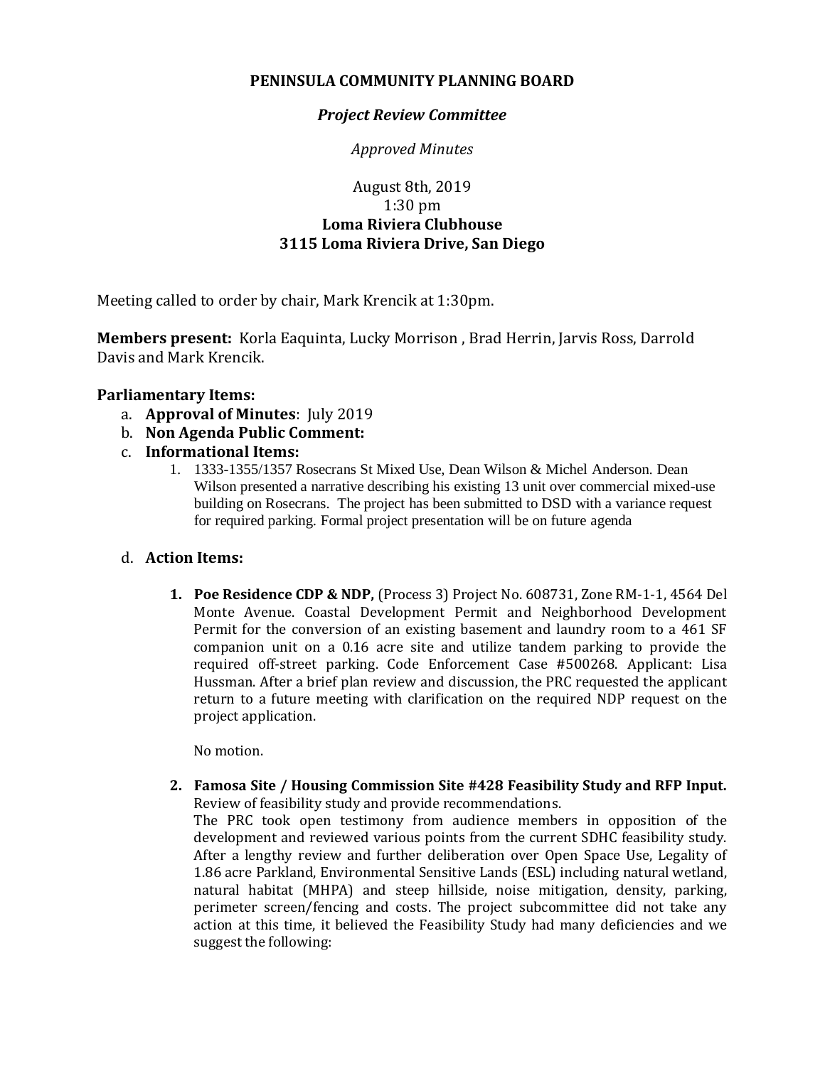**PENINSULA COMMUNITY PLANNING BOARD**

***Project Review Committee***

*Approved Minutes*

August 8th, 2019
1:30 pm
**Loma Riviera Clubhouse**
**3115 Loma Riviera Drive, San Diego**

Meeting called to order by chair, Mark Krencik at 1:30pm.

**Members present:** Korla Eaquinta, Lucky Morrison , Brad Herrin, Jarvis Ross, Darrold Davis and Mark Krencik.

**Parliamentary Items:**

a. **Approval of Minutes**: July 2019
b. **Non Agenda Public Comment:**
c. **Informational Items:**
   1. 1333-1355/1357 Rosecrans St Mixed Use, Dean Wilson & Michel Anderson. Dean Wilson presented a narrative describing his existing 13 unit over commercial mixed-use building on Rosecrans. The project has been submitted to DSD with a variance request for required parking. Formal project presentation will be on future agenda

d. **Action Items:**

   1. **Poe Residence CDP & NDP,** (Process 3) Project No. 608731, Zone RM-1-1, 4564 Del Monte Avenue. Coastal Development Permit and Neighborhood Development Permit for the conversion of an existing basement and laundry room to a 461 SF companion unit on a 0.16 acre site and utilize tandem parking to provide the required off-street parking. Code Enforcement Case #500268. Applicant: Lisa Hussman. After a brief plan review and discussion, the PRC requested the applicant return to a future meeting with clarification on the required NDP request on the project application.

      No motion.

   2. **Famosa Site / Housing Commission Site #428 Feasibility Study and RFP Input.** Review of feasibility study and provide recommendations.
      The PRC took open testimony from audience members in opposition of the development and reviewed various points from the current SDHC feasibility study. After a lengthy review and further deliberation over Open Space Use, Legality of 1.86 acre Parkland, Environmental Sensitive Lands (ESL) including natural wetland, natural habitat (MHPA) and steep hillside, noise mitigation, density, parking, perimeter screen/fencing and costs. The project subcommittee did not take any action at this time, it believed the Feasibility Study had many deficiencies and we suggest the following: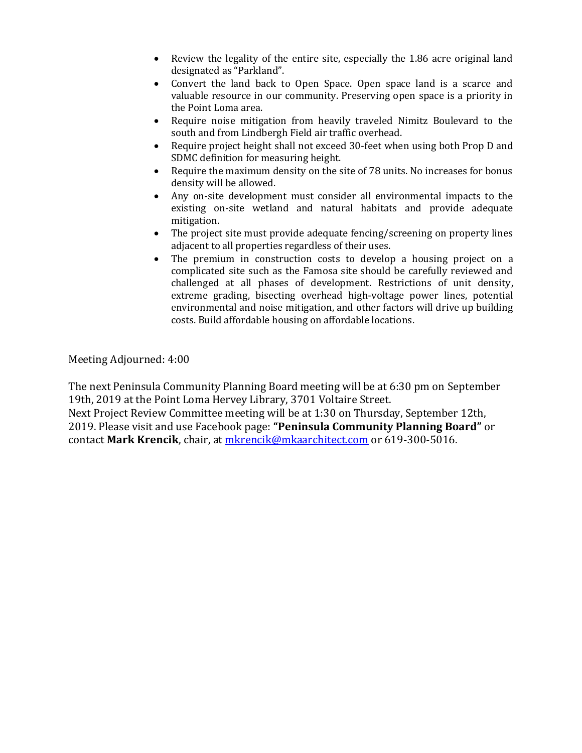- Review the legality of the entire site, especially the 1.86 acre original land designated as "Parkland".
- Convert the land back to Open Space. Open space land is a scarce and valuable resource in our community. Preserving open space is a priority in the Point Loma area.
- Require noise mitigation from heavily traveled Nimitz Boulevard to the south and from Lindbergh Field air traffic overhead.
- Require project height shall not exceed 30-feet when using both Prop D and SDMC definition for measuring height.
- Require the maximum density on the site of 78 units. No increases for bonus density will be allowed.
- Any on-site development must consider all environmental impacts to the existing on-site wetland and natural habitats and provide adequate mitigation.
- The project site must provide adequate fencing/screening on property lines adjacent to all properties regardless of their uses.
- The premium in construction costs to develop a housing project on a complicated site such as the Famosa site should be carefully reviewed and challenged at all phases of development. Restrictions of unit density, extreme grading, bisecting overhead high-voltage power lines, potential environmental and noise mitigation, and other factors will drive up building costs. Build affordable housing on affordable locations.

Meeting Adjourned: 4:00

The next Peninsula Community Planning Board meeting will be at 6:30 pm on September 19th, 2019 at the Point Loma Hervey Library, 3701 Voltaire Street.
Next Project Review Committee meeting will be at 1:30 on Thursday, September 12th, 2019. Please visit and use Facebook page: **"Peninsula Community Planning Board"** or contact **Mark Krencik**, chair, at mkrencik@mkaarchitect.com or 619-300-5016.